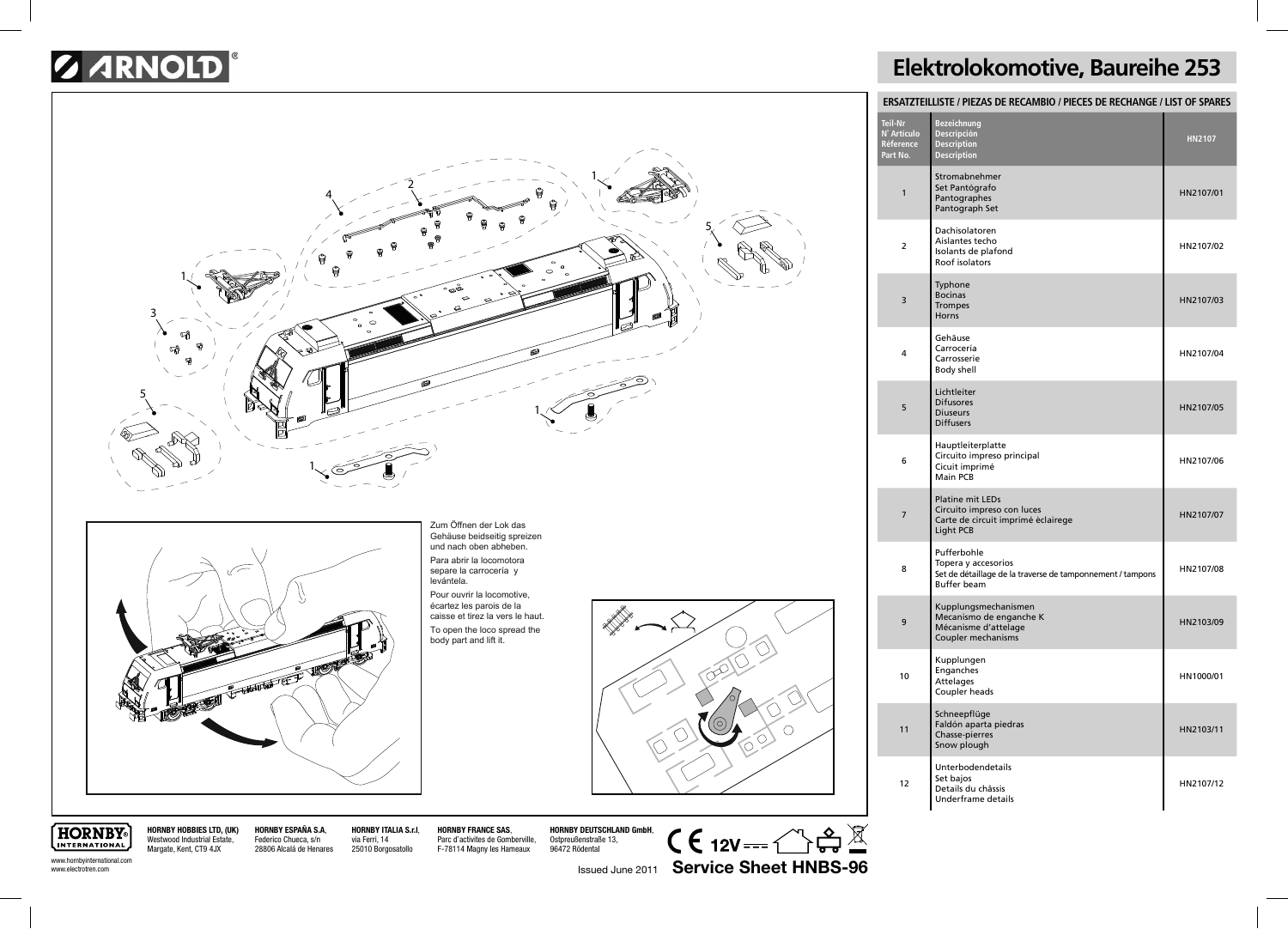# Elektrolokomotive, Baureihe 253

## ERSATZTEILLISTE / PIEZAS DE RECAMBIO / PIECES DE RECHANGE / LIST OF SPARES

| Teil-Nr N˚ Artículo Référence Part No. | Bezeichnung Descripción Description Description | HN2107 |
|---|---|---|
| 1 | Stromabnehmer Set Pantógrafo Pantographes Pantograph Set | HN2107/01 |
| 2 | Dachisolatoren Aislantes techo Isolants de plafond Roof isolators | HN2107/02 |
| 3 | Typhone Bocinas Trompes Horns | HN2107/03 |
| 4 | Gehäuse Carrocería Carrosserie Body shell | HN2107/04 |
| 5 | Lichtleiter Difusores Diuseurs Diffusers | HN2107/05 |
| 6 | Hauptleiterplatte Circuito impreso principal Cicuit imprimé Main PCB | HN2107/06 |
| 7 | Platine mit LEDs Circuito impreso con luces Carte de circuit imprimé èclairege Light PCB | HN2107/07 |
| 8 | Pufferbohle Topera y accesorios Set de détaillage de la traverse de tamponnement / tampons Buffer beam | HN2107/08 |
| 9 | Kupplungsmechanismen Mecanismo de enganche K Mécanisme d'attelage Coupler mechanisms | HN2103/09 |
| 10 | Kupplungen Enganches Attelages Coupler heads | HN1000/01 |
| 11 | Schneepflüge Faldón aparta piedras Chasse-pierres Snow plough | HN2103/11 |
| 12 | Unterbodendetails Set bajos Details du châssis Underframe details | HN2107/12 |

Zum Öffnen der Lok das Gehäuse beidseitig spreizen und nach oben abheben.

Para abrir la locomotora separe la carrocería y levántela.

Pour ouvrir la locomotive, écartez les parois de la caisse et tirez la vers le haut.

To open the loco spread the body part and lift it.

**HORNBY HOBBIES LTD, (UK)** Westwood Industrial Estate, Margate, Kent, CT9 4JX

**HORNBY ESPAÑA S.A**, Federico Chueca, s/n 28806 Alcalá de Henares

**HORNBY ITALIA S.r.l**, via Ferri, 14 25010 Borgosatollo

**HORNBY FRANCE SAS**, Parc d'activites de Gomberville, F-78114 Magny les Hameaux

**HORNBY DEUTSCHLAND GmbH**, Ostpreußenstraße 13, 96472 Rödental

www.hornbyinternational.com
www.electrotren.com

CE 12V

Issued June 2011 **Service Sheet HNBS-96**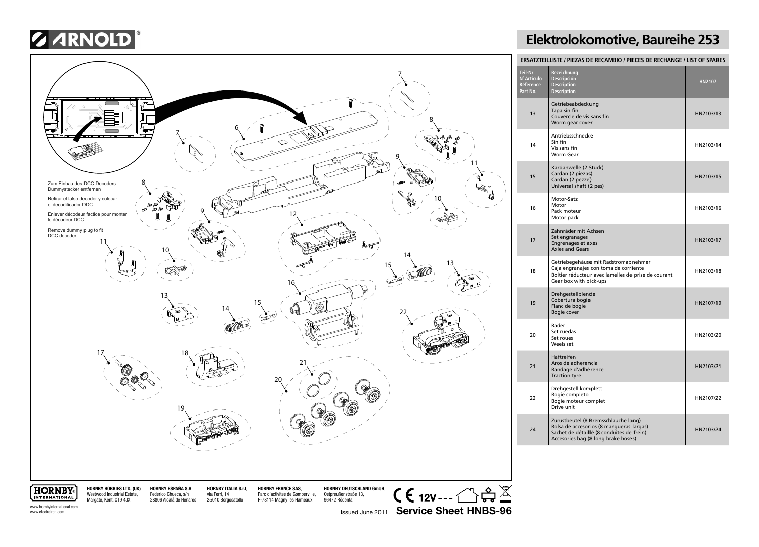# Elektrolokomotive, Baureihe 253

Zum Einbau des DCC-Decoders Dummystecker entfernen

Retirar el falso decoder y colocar el decodificador DDC

Enlever décodeur factice pour monter le décodeur DCC

Remove dummy plug to fit DCC decoder

## ERSATZTEILLISTE / PIEZAS DE RECAMBIO / PIECES DE RECHANGE / LIST OF SPARES

| Teil-Nr<br>N˚ Artículo<br>Réference<br>Part No. | Bezeichnung<br>Descripción<br>Description<br>Description | HN2107 |
|---|---|---|
| 13 | Getriebeabdeckung<br>Tapa sin fin<br>Couvercle de vis sans fin<br>Worm gear cover | HN2103/13 |
| 14 | Antriebsschnecke<br>Sin fin<br>Vis sans fin<br>Worm Gear | HN2103/14 |
| 15 | Kardanwelle (2 Stück)<br>Cardan (2 piezas)<br>Cardan (2 pezze)<br>Universal shaft (2 pes) | HN2103/15 |
| 16 | Motor-Satz<br>Motor<br>Pack moteur<br>Motor pack | HN2103/16 |
| 17 | Zahnräder mit Achsen<br>Set engranages<br>Engrenages et axes<br>Axles and Gears | HN2103/17 |
| 18 | Getriebegehäuse mit Radstromabnehmer<br>Caja engranajes con toma de corriente<br>Boîtier réducteur avec lamelles de prise de courant<br>Gear box with pick-ups | HN2103/18 |
| 19 | Drehgestellblende<br>Cobertura bogie<br>Flanc de bogie<br>Bogie cover | HN2107/19 |
| 20 | Räder<br>Set ruedas<br>Set roues<br>Weels set | HN2103/20 |
| 21 | Haftreifen<br>Aros de adherencia<br>Bandage d'adhérence<br>Traction tyre | HN2103/21 |
| 22 | Drehgestell komplett<br>Bogie completo<br>Bogie moteur complet<br>Drive unit | HN2107/22 |
| 24 | Zurüstbeutel (8 Bremsschläuche lang)<br>Bolsa de accesorios (8 mangueras largas)<br>Sachet de détaillé (8 conduites de frein)<br>Accesories bag (8 long brake hoses) | HN2103/24 |

**HORNBY HOBBIES LTD, (UK)** Westwood Industrial Estate, Margate, Kent, CT9 4JX

**HORNBY ESPAÑA S.A**, Federico Chueca, s/n 28806 Alcalá de Henares

**HORNBY ITALIA S.r.l**, via Ferri, 14 25010 Borgosatollo

**HORNBY FRANCE SAS**, Parc d'activites de Gomberville, F-78114 Magny les Hameaux

**HORNBY DEUTSCHLAND GmbH**, Ostpreußenstraße 13, 96472 Rödental

www.hornbyinternational.com
www.electrotren.com

12V

Issued June 2011 **Service Sheet HNBS-96**